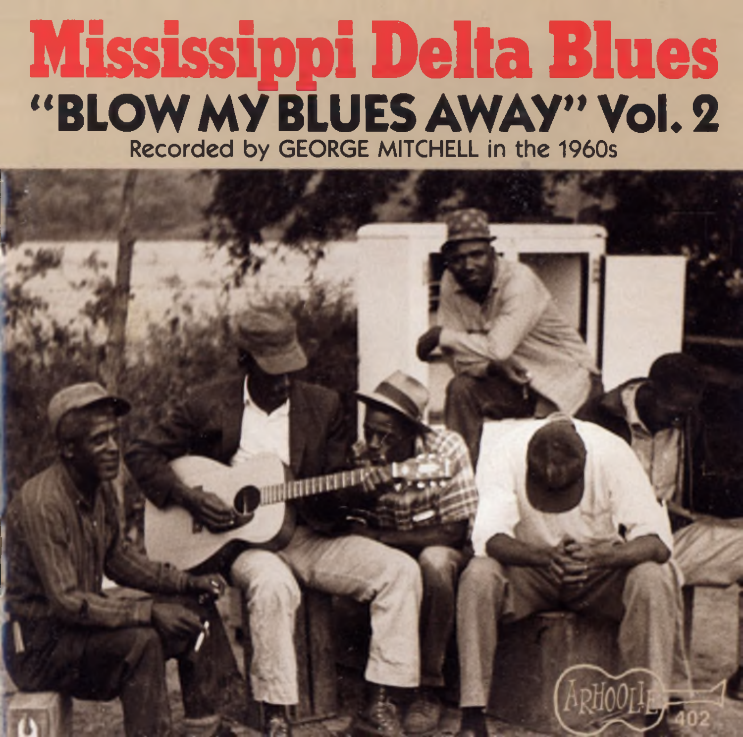# Mississippi Delta Blues

## "BLOW MY BLUES AWAY" Vol. 2

Recorded by GEORGE MITCHELL in the 1960s

ARHOOLIE 402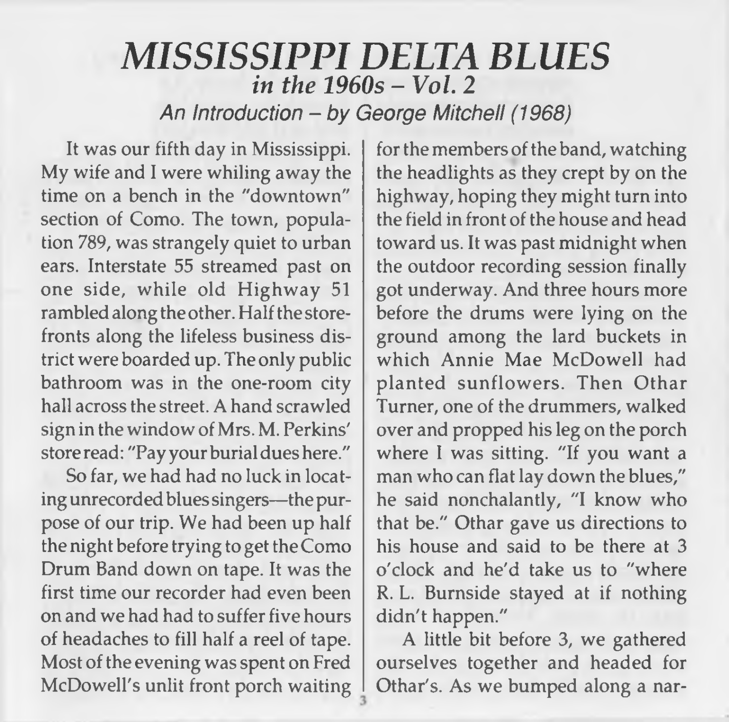# *MISSISSIPPI DELTA BLUES*
## *in the 1960s – Vol. 2*
### *An Introduction – by George Mitchell (1968)*

It was our fifth day in Mississippi. My wife and I were whiling away the time on a bench in the "downtown" section of Como. The town, population 789, was strangely quiet to urban ears. Interstate 55 streamed past on one side, while old Highway 51 rambled along the other. Half the storefronts along the lifeless business district were boarded up. The only public bathroom was in the one-room city hall across the street. A hand scrawled sign in the window of Mrs. M. Perkins' store read: "Pay your burial dues here."

So far, we had had no luck in locating unrecorded blues singers—the purpose of our trip. We had been up half the night before trying to get the Como Drum Band down on tape. It was the first time our recorder had even been on and we had had to suffer five hours of headaches to fill half a reel of tape. Most of the evening was spent on Fred McDowell's unlit front porch waiting for the members of the band, watching the headlights as they crept by on the highway, hoping they might turn into the field in front of the house and head toward us. It was past midnight when the outdoor recording session finally got underway. And three hours more before the drums were lying on the ground among the lard buckets in which Annie Mae McDowell had planted sunflowers. Then Othar Turner, one of the drummers, walked over and propped his leg on the porch where I was sitting. "If you want a man who can flat lay down the blues," he said nonchalantly, "I know who that be." Othar gave us directions to his house and said to be there at 3 o'clock and he'd take us to "where R. L. Burnside stayed at if nothing didn't happen."

A little bit before 3, we gathered ourselves together and headed for Othar's. As we bumped along a nar-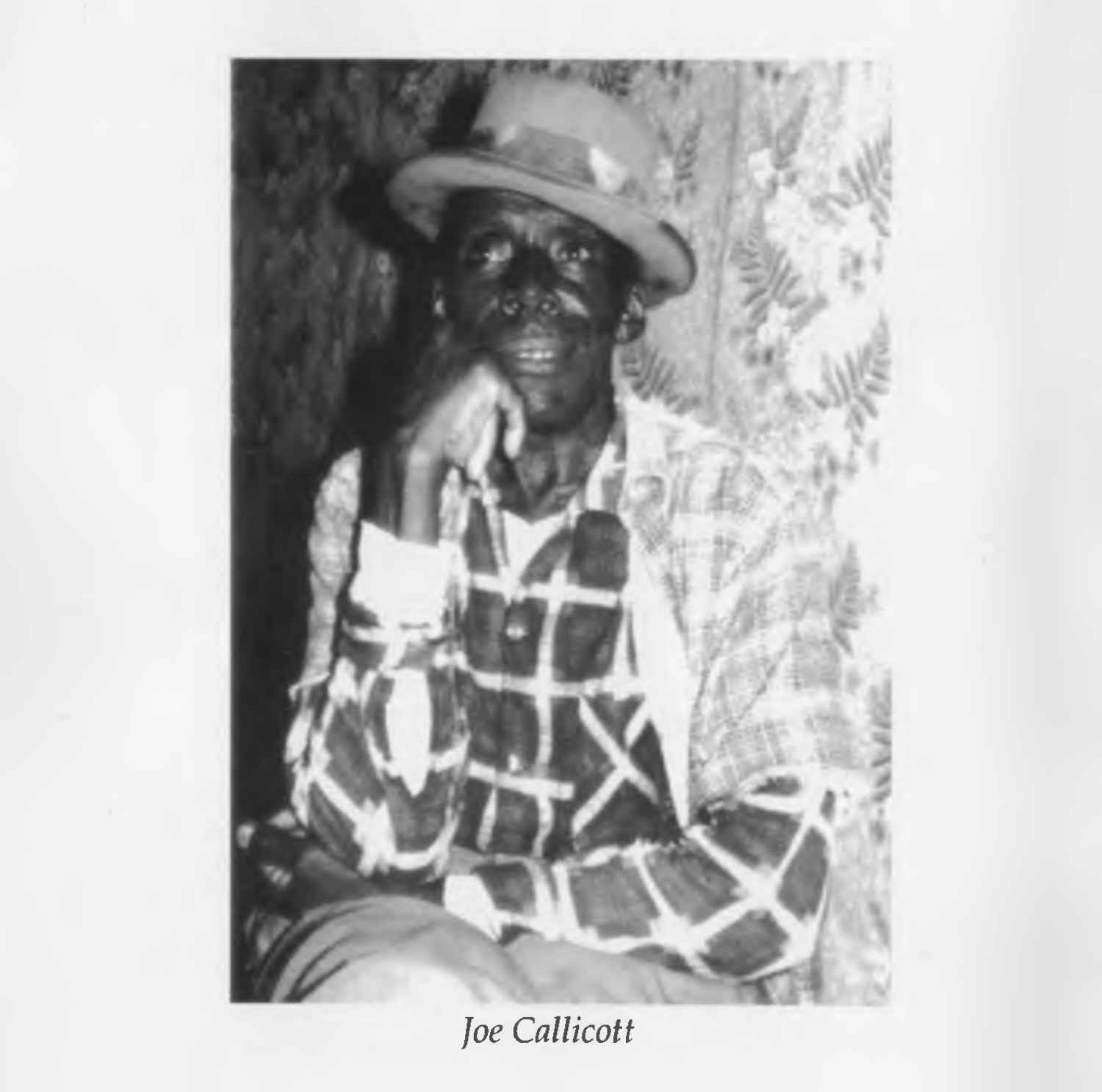*Joe Callicott*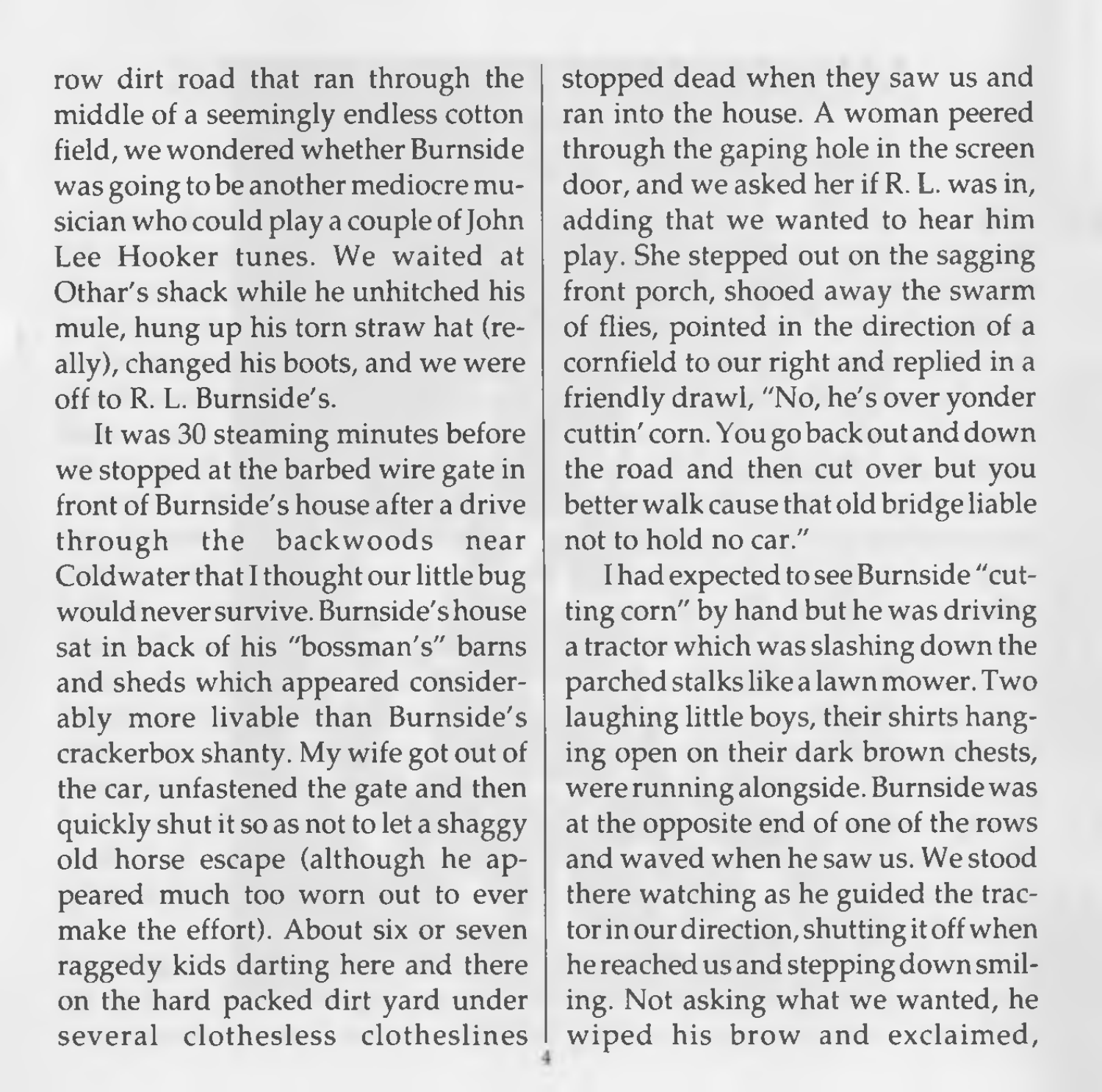row dirt road that ran through the middle of a seemingly endless cotton field, we wondered whether Burnside was going to be another mediocre musician who could play a couple of John Lee Hooker tunes. We waited at Othar's shack while he unhitched his mule, hung up his torn straw hat (really), changed his boots, and we were off to R. L. Burnside's.

It was 30 steaming minutes before we stopped at the barbed wire gate in front of Burnside's house after a drive through the backwoods near Coldwater that I thought our little bug would never survive. Burnside's house sat in back of his "bossman's" barns and sheds which appeared considerably more livable than Burnside's crackerbox shanty. My wife got out of the car, unfastened the gate and then quickly shut it so as not to let a shaggy old horse escape (although he appeared much too worn out to ever make the effort). About six or seven raggedy kids darting here and there on the hard packed dirt yard under several clothesless clotheslines stopped dead when they saw us and ran into the house. A woman peered through the gaping hole in the screen door, and we asked her if R. L. was in, adding that we wanted to hear him play. She stepped out on the sagging front porch, shooed away the swarm of flies, pointed in the direction of a cornfield to our right and replied in a friendly drawl, "No, he's over yonder cuttin' corn. You go back out and down the road and then cut over but you better walk cause that old bridge liable not to hold no car."

I had expected to see Burnside "cutting corn" by hand but he was driving a tractor which was slashing down the parched stalks like a lawn mower. Two laughing little boys, their shirts hanging open on their dark brown chests, were running alongside. Burnside was at the opposite end of one of the rows and waved when he saw us. We stood there watching as he guided the tractor in our direction, shutting it off when he reached us and stepping down smiling. Not asking what we wanted, he wiped his brow and exclaimed,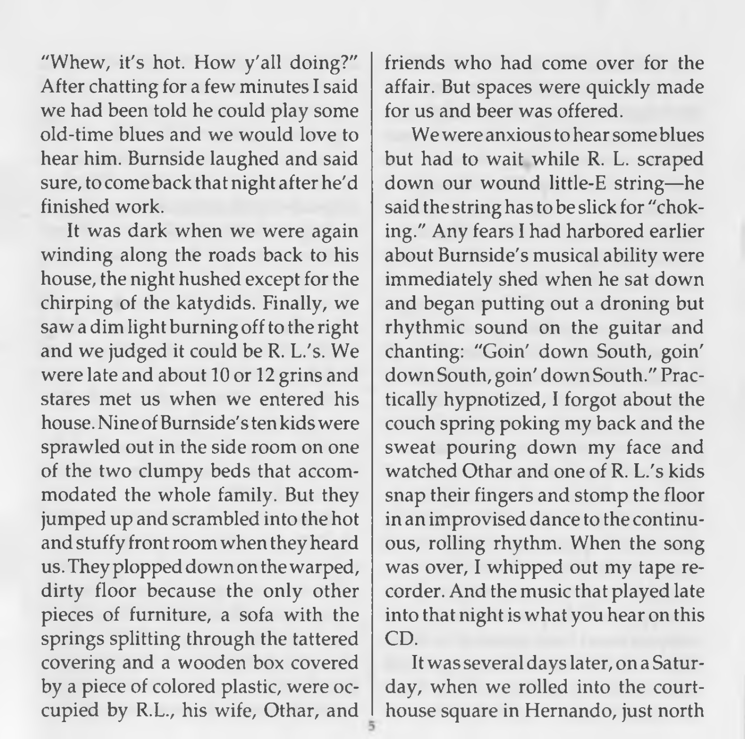"Whew, it's hot. How y'all doing?" After chatting for a few minutes I said we had been told he could play some old-time blues and we would love to hear him. Burnside laughed and said sure, to come back that night after he'd finished work.

It was dark when we were again winding along the roads back to his house, the night hushed except for the chirping of the katydids. Finally, we saw a dim light burning off to the right and we judged it could be R. L.'s. We were late and about 10 or 12 grins and stares met us when we entered his house. Nine of Burnside's ten kids were sprawled out in the side room on one of the two clumpy beds that accommodated the whole family. But they jumped up and scrambled into the hot and stuffy front room when they heard us. They plopped down on the warped, dirty floor because the only other pieces of furniture, a sofa with the springs splitting through the tattered covering and a wooden box covered by a piece of colored plastic, were occupied by R.L., his wife, Othar, and friends who had come over for the affair. But spaces were quickly made for us and beer was offered.

We were anxious to hear some blues but had to wait while R. L. scraped down our wound little-E string—he said the string has to be slick for "choking." Any fears I had harbored earlier about Burnside's musical ability were immediately shed when he sat down and began putting out a droning but rhythmic sound on the guitar and chanting: "Goin' down South, goin' down South, goin' down South." Practically hypnotized, I forgot about the couch spring poking my back and the sweat pouring down my face and watched Othar and one of R. L.'s kids snap their fingers and stomp the floor in an improvised dance to the continuous, rolling rhythm. When the song was over, I whipped out my tape recorder. And the music that played late into that night is what you hear on this CD.

It was several days later, on a Saturday, when we rolled into the courthouse square in Hernando, just north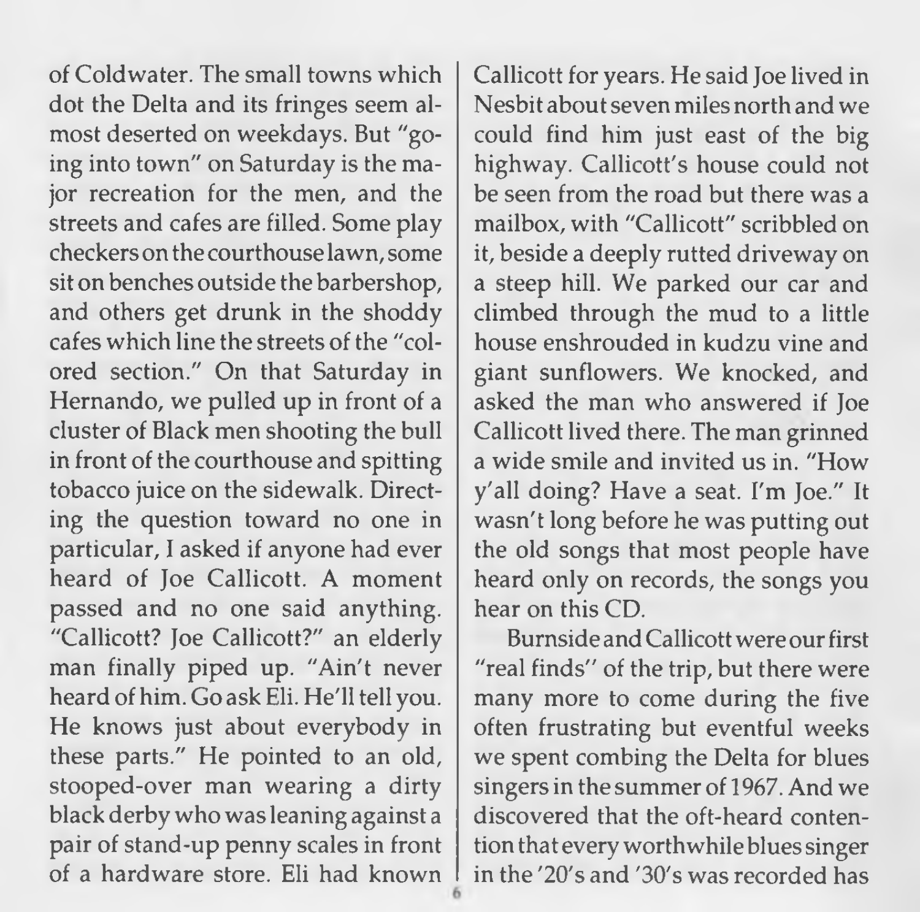of Coldwater. The small towns which dot the Delta and its fringes seem almost deserted on weekdays. But "going into town" on Saturday is the major recreation for the men, and the streets and cafes are filled. Some play checkers on the courthouse lawn, some sit on benches outside the barbershop, and others get drunk in the shoddy cafes which line the streets of the "colored section." On that Saturday in Hernando, we pulled up in front of a cluster of Black men shooting the bull in front of the courthouse and spitting tobacco juice on the sidewalk. Directing the question toward no one in particular, I asked if anyone had ever heard of Joe Callicott. A moment passed and no one said anything. "Callicott? Joe Callicott?" an elderly man finally piped up. "Ain't never heard of him. Go ask Eli. He'll tell you. He knows just about everybody in these parts." He pointed to an old, stooped-over man wearing a dirty black derby who was leaning against a pair of stand-up penny scales in front of a hardware store. Eli had known Callicott for years. He said Joe lived in Nesbit about seven miles north and we could find him just east of the big highway. Callicott's house could not be seen from the road but there was a mailbox, with "Callicott" scribbled on it, beside a deeply rutted driveway on a steep hill. We parked our car and climbed through the mud to a little house enshrouded in kudzu vine and giant sunflowers. We knocked, and asked the man who answered if Joe Callicott lived there. The man grinned a wide smile and invited us in. "How y'all doing? Have a seat. I'm Joe." It wasn't long before he was putting out the old songs that most people have heard only on records, the songs you hear on this CD.

Burnside and Callicott were our first "real finds" of the trip, but there were many more to come during the five often frustrating but eventful weeks we spent combing the Delta for blues singers in the summer of 1967. And we discovered that the oft-heard contention that every worthwhile blues singer in the '20's and '30's was recorded has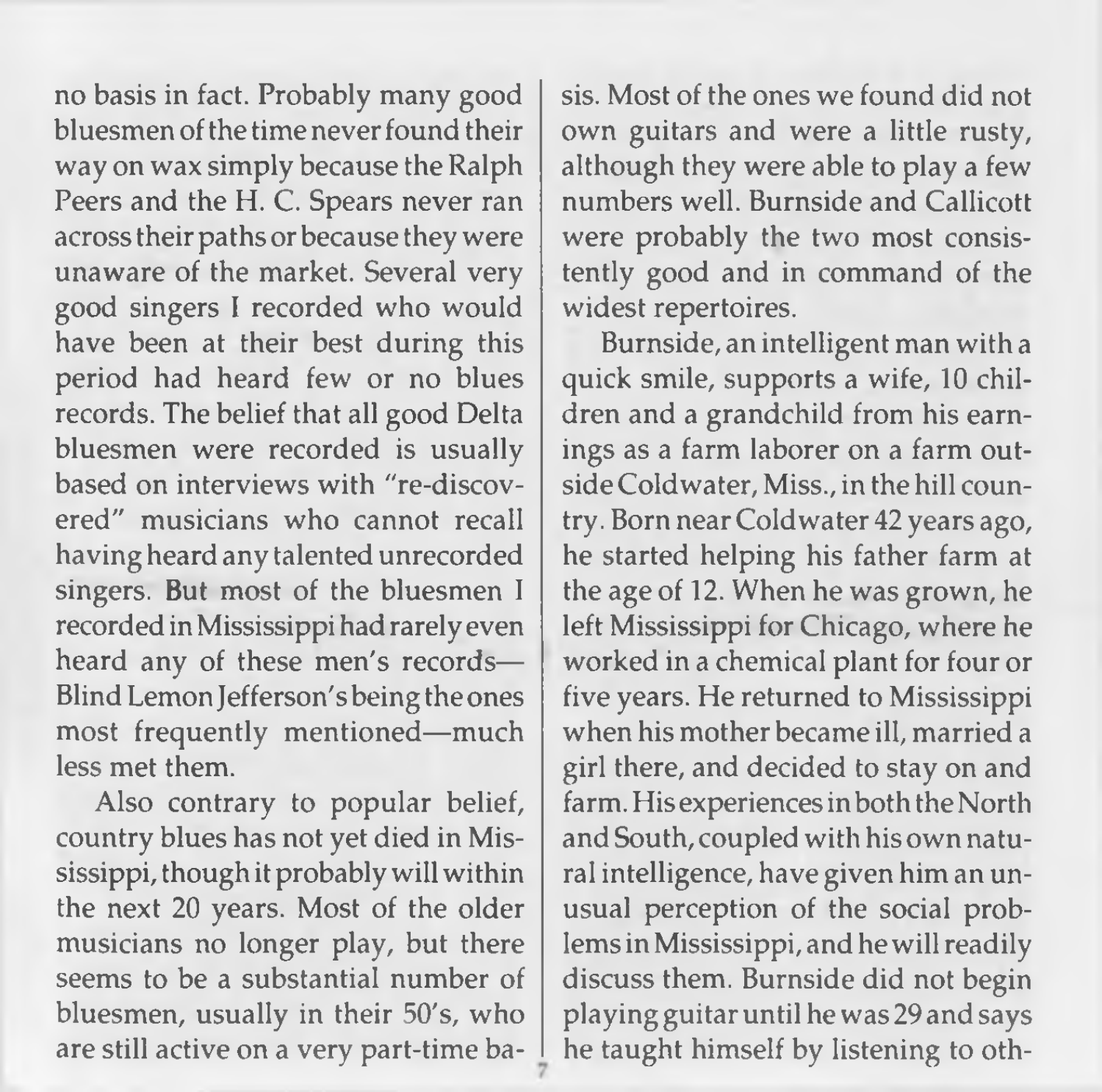no basis in fact. Probably many good bluesmen of the time never found their way on wax simply because the Ralph Peers and the H. C. Spears never ran across their paths or because they were unaware of the market. Several very good singers I recorded who would have been at their best during this period had heard few or no blues records. The belief that all good Delta bluesmen were recorded is usually based on interviews with "re-discovered" musicians who cannot recall having heard any talented unrecorded singers. But most of the bluesmen I recorded in Mississippi had rarely even heard any of these men's records—Blind Lemon Jefferson's being the ones most frequently mentioned—much less met them.

Also contrary to popular belief, country blues has not yet died in Mississippi, though it probably will within the next 20 years. Most of the older musicians no longer play, but there seems to be a substantial number of bluesmen, usually in their 50's, who are still active on a very part-time basis. Most of the ones we found did not own guitars and were a little rusty, although they were able to play a few numbers well. Burnside and Callicott were probably the two most consistently good and in command of the widest repertoires.

Burnside, an intelligent man with a quick smile, supports a wife, 10 children and a grandchild from his earnings as a farm laborer on a farm outside Coldwater, Miss., in the hill country. Born near Coldwater 42 years ago, he started helping his father farm at the age of 12. When he was grown, he left Mississippi for Chicago, where he worked in a chemical plant for four or five years. He returned to Mississippi when his mother became ill, married a girl there, and decided to stay on and farm. His experiences in both the North and South, coupled with his own natural intelligence, have given him an unusual perception of the social problems in Mississippi, and he will readily discuss them. Burnside did not begin playing guitar until he was 29 and says he taught himself by listening to oth-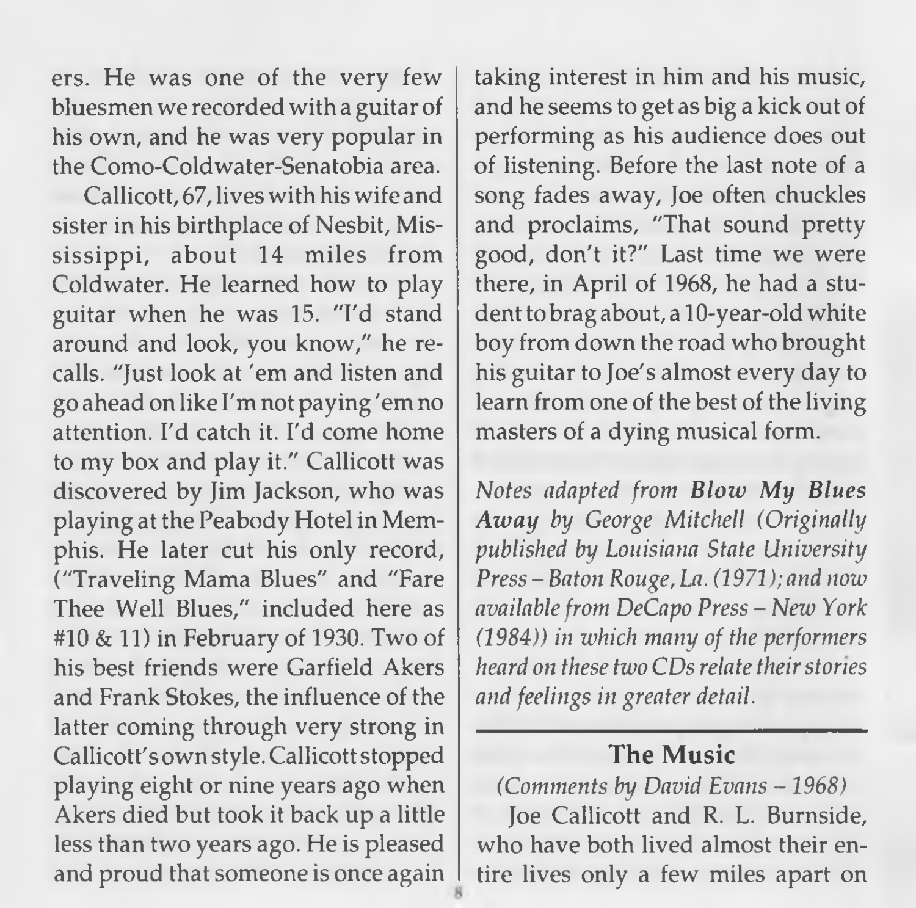ers. He was one of the very few bluesmen we recorded with a guitar of his own, and he was very popular in the Como-Coldwater-Senatobia area.

Callicott, 67, lives with his wife and sister in his birthplace of Nesbit, Mississippi, about 14 miles from Coldwater. He learned how to play guitar when he was 15. "I'd stand around and look, you know," he recalls. "Just look at 'em and listen and go ahead on like I'm not paying 'em no attention. I'd catch it. I'd come home to my box and play it." Callicott was discovered by Jim Jackson, who was playing at the Peabody Hotel in Memphis. He later cut his only record, ("Traveling Mama Blues" and "Fare Thee Well Blues," included here as #10 & 11) in February of 1930. Two of his best friends were Garfield Akers and Frank Stokes, the influence of the latter coming through very strong in Callicott's own style. Callicott stopped playing eight or nine years ago when Akers died but took it back up a little less than two years ago. He is pleased and proud that someone is once again taking interest in him and his music, and he seems to get as big a kick out of performing as his audience does out of listening. Before the last note of a song fades away, Joe often chuckles and proclaims, "That sound pretty good, don't it?" Last time we were there, in April of 1968, he had a student to brag about, a 10-year-old white boy from down the road who brought his guitar to Joe's almost every day to learn from one of the best of the living masters of a dying musical form.

*Notes adapted from* ***Blow My Blues Away*** *by George Mitchell (Originally published by Louisiana State University Press – Baton Rouge, La. (1971); and now available from DeCapo Press – New York (1984)) in which many of the performers heard on these two CDs relate their stories and feelings in greater detail.*

---

## The Music

*(Comments by David Evans – 1968)*

Joe Callicott and R. L. Burnside, who have both lived almost their entire lives only a few miles apart on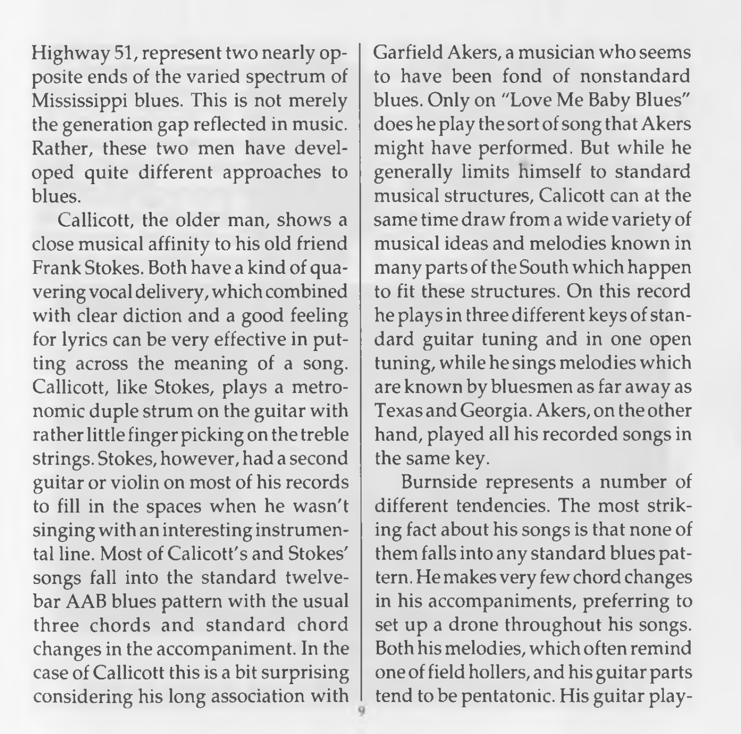Highway 51, represent two nearly opposite ends of the varied spectrum of Mississippi blues. This is not merely the generation gap reflected in music. Rather, these two men have developed quite different approaches to blues.

Callicott, the older man, shows a close musical affinity to his old friend Frank Stokes. Both have a kind of quavering vocal delivery, which combined with clear diction and a good feeling for lyrics can be very effective in putting across the meaning of a song. Callicott, like Stokes, plays a metronomic duple strum on the guitar with rather little finger picking on the treble strings. Stokes, however, had a second guitar or violin on most of his records to fill in the spaces when he wasn't singing with an interesting instrumental line. Most of Calicott's and Stokes' songs fall into the standard twelve-bar AAB blues pattern with the usual three chords and standard chord changes in the accompaniment. In the case of Callicott this is a bit surprising considering his long association with Garfield Akers, a musician who seems to have been fond of nonstandard blues. Only on "Love Me Baby Blues" does he play the sort of song that Akers might have performed. But while he generally limits himself to standard musical structures, Calicott can at the same time draw from a wide variety of musical ideas and melodies known in many parts of the South which happen to fit these structures. On this record he plays in three different keys of standard guitar tuning and in one open tuning, while he sings melodies which are known by bluesmen as far away as Texas and Georgia. Akers, on the other hand, played all his recorded songs in the same key.

Burnside represents a number of different tendencies. The most striking fact about his songs is that none of them falls into any standard blues pattern. He makes very few chord changes in his accompaniments, preferring to set up a drone throughout his songs. Both his melodies, which often remind one of field hollers, and his guitar parts tend to be pentatonic. His guitar play-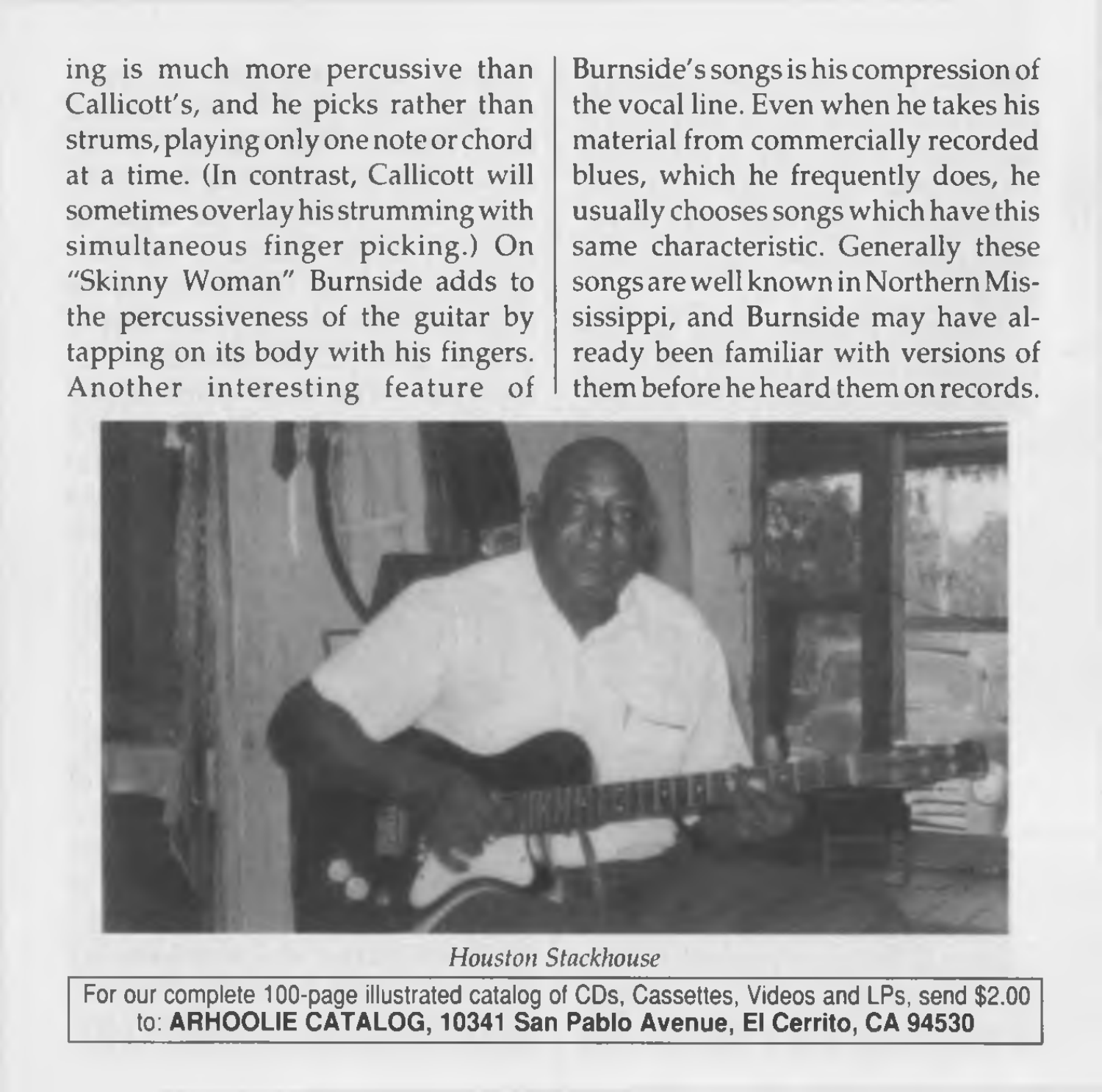ing is much more percussive than Callicott's, and he picks rather than strums, playing only one note or chord at a time. (In contrast, Callicott will sometimes overlay his strumming with simultaneous finger picking.) On "Skinny Woman" Burnside adds to the percussiveness of the guitar by tapping on its body with his fingers. Another interesting feature of Burnside's songs is his compression of the vocal line. Even when he takes his material from commercially recorded blues, which he frequently does, he usually chooses songs which have this same characteristic. Generally these songs are well known in Northern Mississippi, and Burnside may have already been familiar with versions of them before he heard them on records.

*Houston Stackhouse*

For our complete 100-page illustrated catalog of CDs, Cassettes, Videos and LPs, send $2.00 to: **ARHOOLIE CATALOG, 10341 San Pablo Avenue, El Cerrito, CA 94530**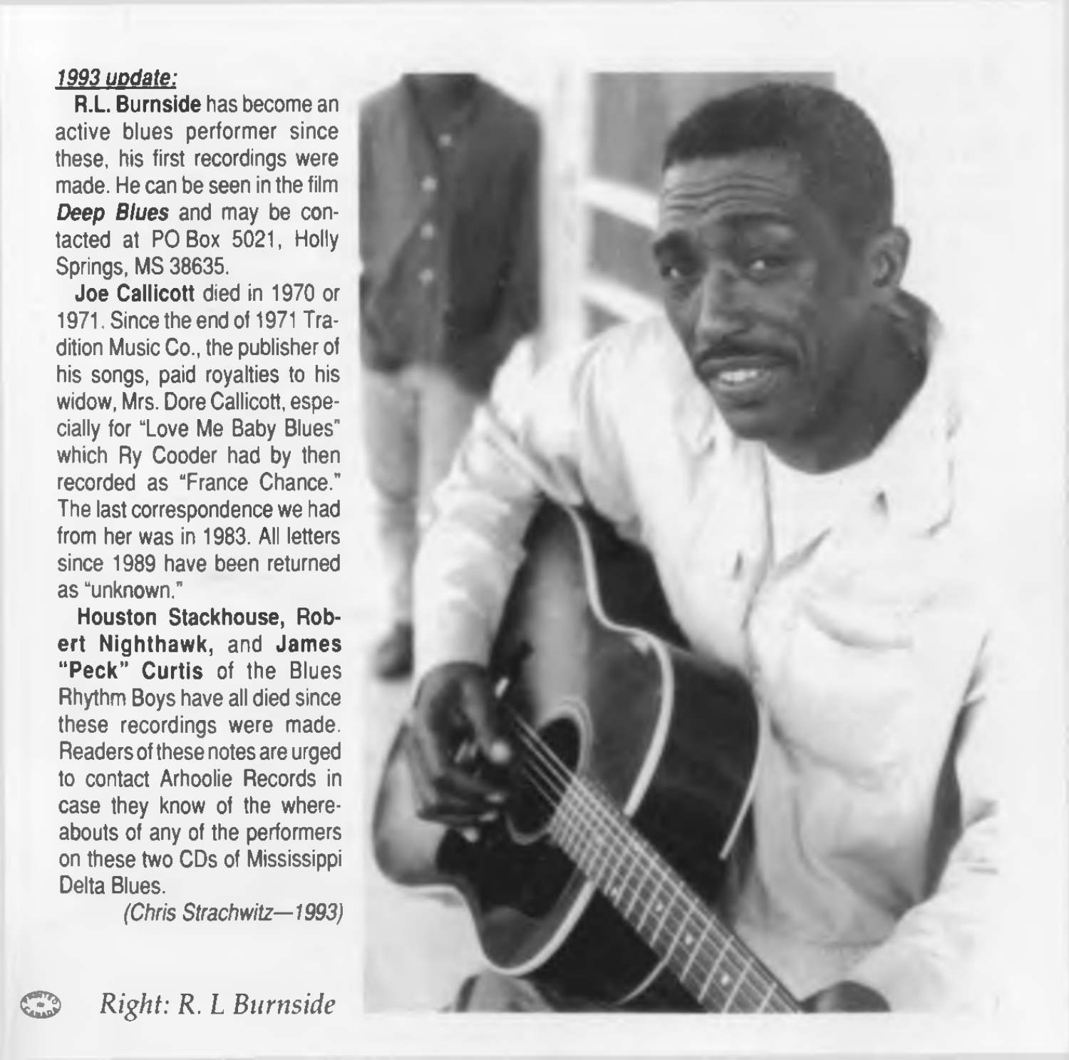***1993 update:***

**R.L. Burnside** has become an active blues performer since these, his first recordings were made. He can be seen in the film ***Deep Blues*** and may be contacted at PO Box 5021, Holly Springs, MS 38635.

**Joe Callicott** died in 1970 or 1971. Since the end of 1971 Tradition Music Co., the publisher of his songs, paid royalties to his widow, Mrs. Dore Callicott, especially for "Love Me Baby Blues" which Ry Cooder had by then recorded as "France Chance." The last correspondence we had from her was in 1983. All letters since 1989 have been returned as "unknown."

**Houston Stackhouse, Robert Nighthawk,** and **James "Peck" Curtis** of the Blues Rhythm Boys have all died since these recordings were made. Readers of these notes are urged to contact Arhoolie Records in case they know of the whereabouts of any of the performers on these two CDs of Mississippi Delta Blues.

*(Chris Strachwitz—1993)*

*Right: R. L Burnside*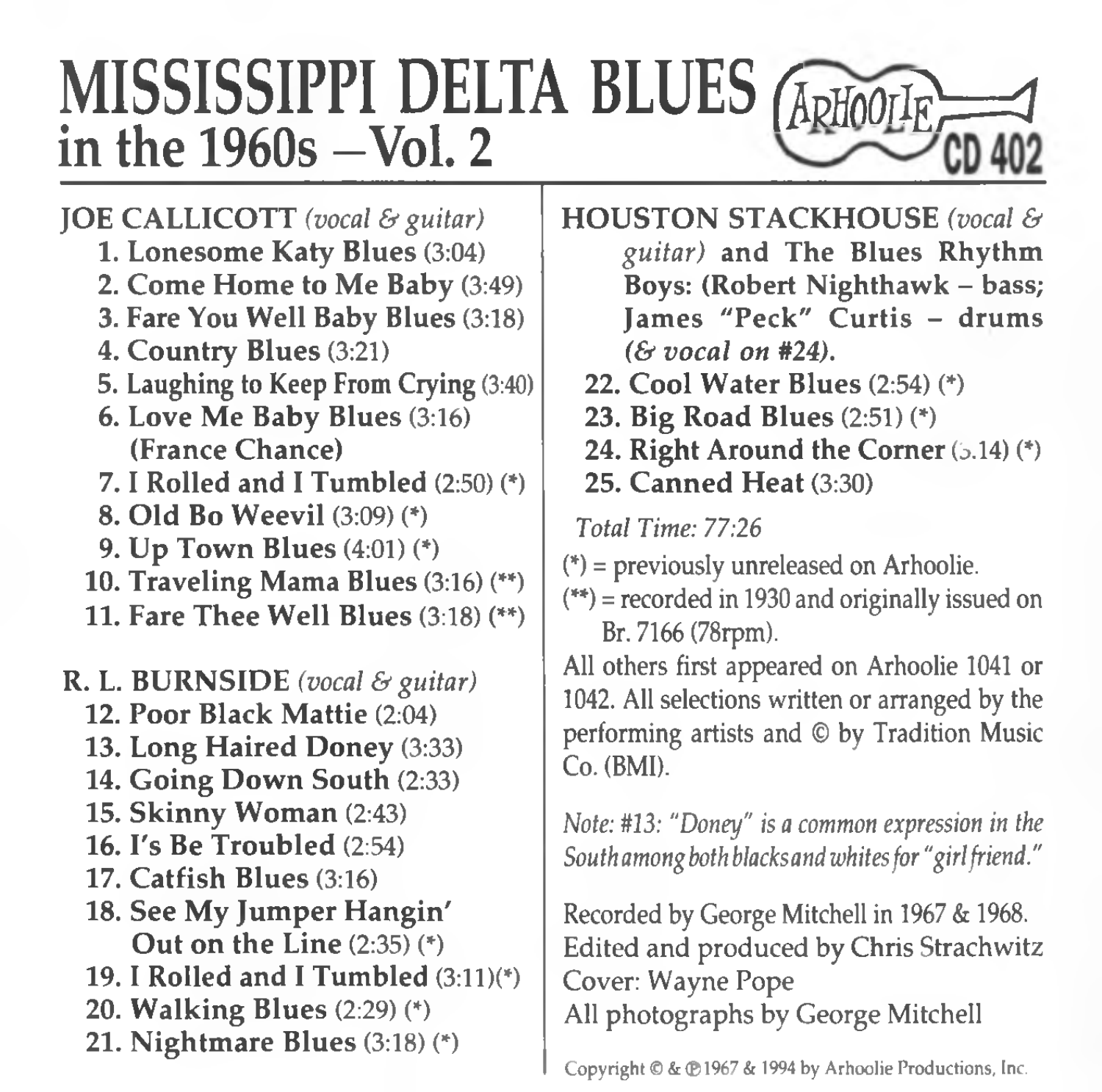# MISSISSIPPI DELTA BLUES in the 1960s – Vol. 2

ARHOOLIE CD 402

**JOE CALLICOTT** *(vocal & guitar)*

1. **Lonesome Katy Blues** (3:04)
2. **Come Home to Me Baby** (3:49)
3. **Fare You Well Baby Blues** (3:18)
4. **Country Blues** (3:21)
5. **Laughing to Keep From Crying** (3:40)
6. **Love Me Baby Blues** (3:16) **(France Chance)**
7. **I Rolled and I Tumbled** (2:50) (*)
8. **Old Bo Weevil** (3:09) (*)
9. **Up Town Blues** (4:01) (*)
10. **Traveling Mama Blues** (3:16) (**)
11. **Fare Thee Well Blues** (3:18) (**)

**R. L. BURNSIDE** *(vocal & guitar)*

12. **Poor Black Mattie** (2:04)
13. **Long Haired Doney** (3:33)
14. **Going Down South** (2:33)
15. **Skinny Woman** (2:43)
16. **I's Be Troubled** (2:54)
17. **Catfish Blues** (3:16)
18. **See My Jumper Hangin' Out on the Line** (2:35) (*)
19. **I Rolled and I Tumbled** (3:11)(*)
20. **Walking Blues** (2:29) (*)
21. **Nightmare Blues** (3:18) (*)

**HOUSTON STACKHOUSE** *(vocal & guitar)* **and The Blues Rhythm Boys: (Robert Nighthawk – bass; James "Peck" Curtis – drums *(& vocal on #24)*.**

22. **Cool Water Blues** (2:54) (*)
23. **Big Road Blues** (2:51) (*)
24. **Right Around the Corner** (3.14) (*)
25. **Canned Heat** (3:30)

*Total Time: 77:26*

(*) = previously unreleased on Arhoolie.
(**) = recorded in 1930 and originally issued on Br. 7166 (78rpm).

All others first appeared on Arhoolie 1041 or 1042. All selections written or arranged by the performing artists and © by Tradition Music Co. (BMI).

*Note: #13: "Doney" is a common expression in the South among both blacks and whites for "girl friend."*

Recorded by George Mitchell in 1967 & 1968.
Edited and produced by Chris Strachwitz
Cover: Wayne Pope
All photographs by George Mitchell

Copyright © & ℗ 1967 & 1994 by Arhoolie Productions, Inc.